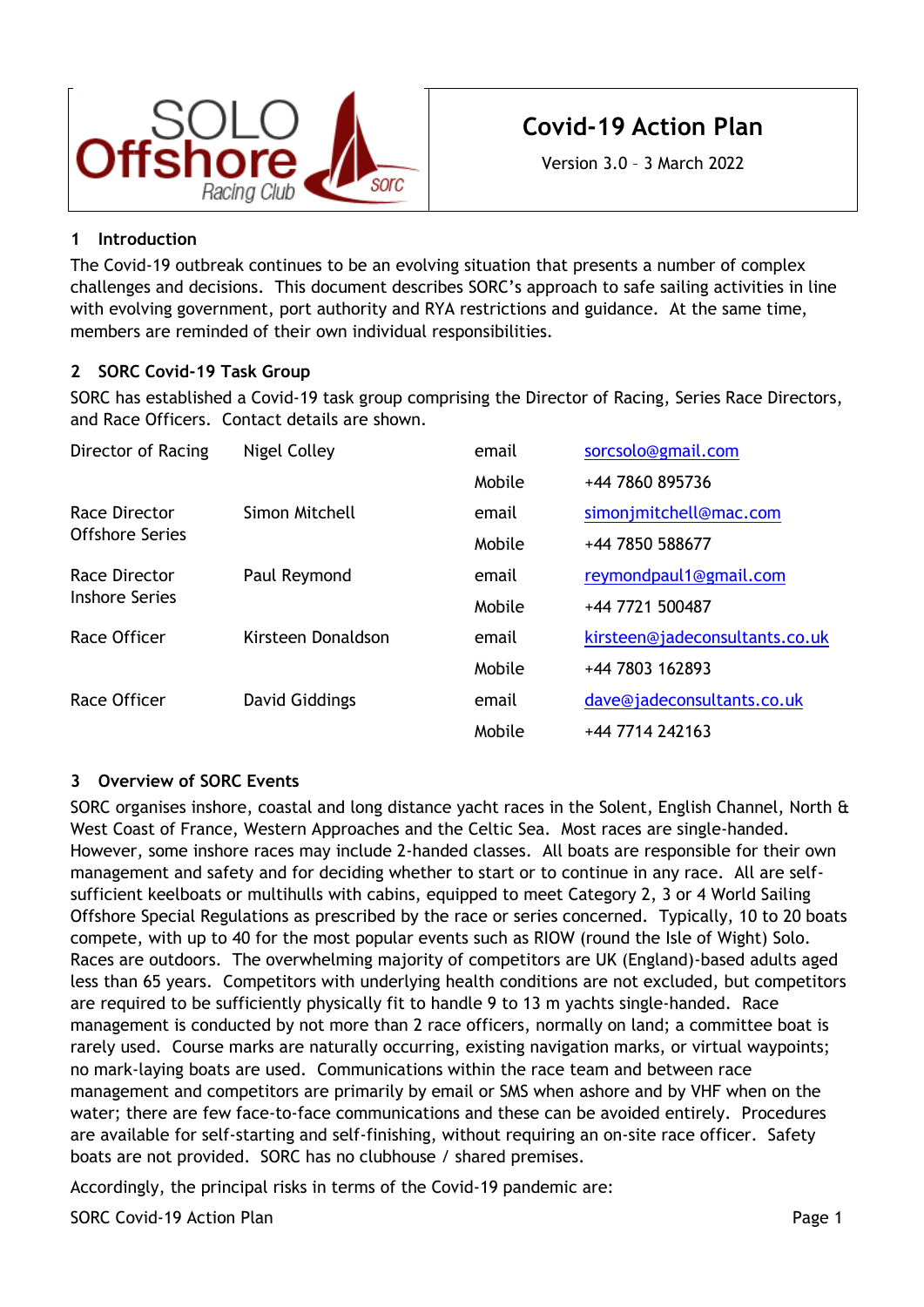SOLO Offshore Racing Club SORC

# Covid-19 Action Plan

Version 3.0 – 3 March 2022

## 1 Introduction

The Covid-19 outbreak continues to be an evolving situation that presents a number of complex challenges and decisions. This document describes SORC's approach to safe sailing activities in line with evolving government, port authority and RYA restrictions and guidance. At the same time, members are reminded of their own individual responsibilities.

## 2 SORC Covid-19 Task Group

SORC has established a Covid-19 task group comprising the Director of Racing, Series Race Directors, and Race Officers. Contact details are shown.

| | | | |
|---|---|---|---|
| Director of Racing | Nigel Colley | email | sorcsolo@gmail.com |
| | | Mobile | +44 7860 895736 |
| Race Director Offshore Series | Simon Mitchell | email | simonjmitchell@mac.com |
| | | Mobile | +44 7850 588677 |
| Race Director Inshore Series | Paul Reymond | email | reymondpaul1@gmail.com |
| | | Mobile | +44 7721 500487 |
| Race Officer | Kirsteen Donaldson | email | kirsteen@jadeconsultants.co.uk |
| | | Mobile | +44 7803 162893 |
| Race Officer | David Giddings | email | dave@jadeconsultants.co.uk |
| | | Mobile | +44 7714 242163 |

## 3 Overview of SORC Events

SORC organises inshore, coastal and long distance yacht races in the Solent, English Channel, North & West Coast of France, Western Approaches and the Celtic Sea. Most races are single-handed. However, some inshore races may include 2-handed classes. All boats are responsible for their own management and safety and for deciding whether to start or to continue in any race. All are self-sufficient keelboats or multihulls with cabins, equipped to meet Category 2, 3 or 4 World Sailing Offshore Special Regulations as prescribed by the race or series concerned. Typically, 10 to 20 boats compete, with up to 40 for the most popular events such as RIOW (round the Isle of Wight) Solo. Races are outdoors. The overwhelming majority of competitors are UK (England)-based adults aged less than 65 years. Competitors with underlying health conditions are not excluded, but competitors are required to be sufficiently physically fit to handle 9 to 13 m yachts single-handed. Race management is conducted by not more than 2 race officers, normally on land; a committee boat is rarely used. Course marks are naturally occurring, existing navigation marks, or virtual waypoints; no mark-laying boats are used. Communications within the race team and between race management and competitors are primarily by email or SMS when ashore and by VHF when on the water; there are few face-to-face communications and these can be avoided entirely. Procedures are available for self-starting and self-finishing, without requiring an on-site race officer. Safety boats are not provided. SORC has no clubhouse / shared premises.

Accordingly, the principal risks in terms of the Covid-19 pandemic are: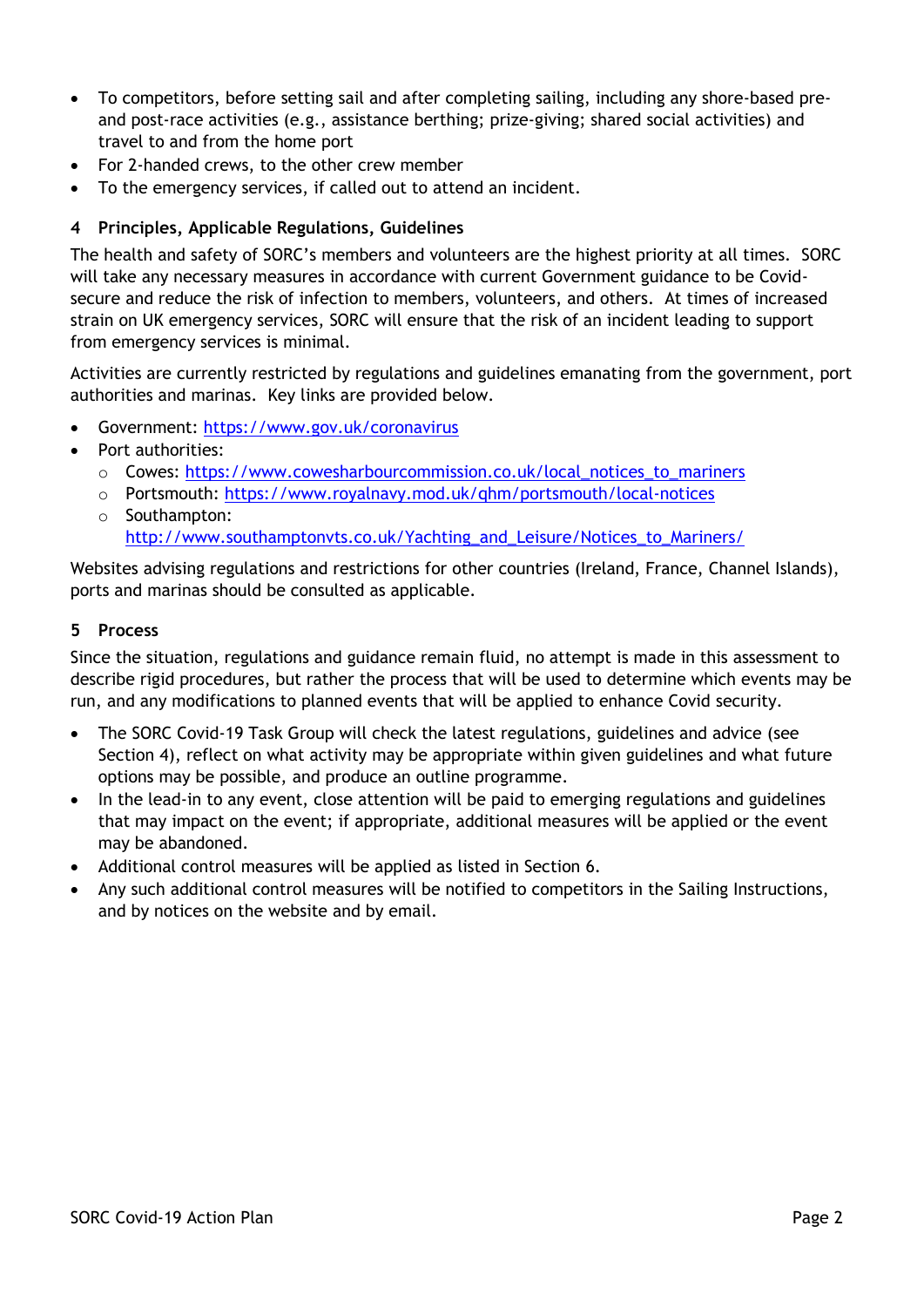- To competitors, before setting sail and after completing sailing, including any shore-based pre- and post-race activities (e.g., assistance berthing; prize-giving; shared social activities) and travel to and from the home port
- For 2-handed crews, to the other crew member
- To the emergency services, if called out to attend an incident.

## 4 Principles, Applicable Regulations, Guidelines

The health and safety of SORC's members and volunteers are the highest priority at all times. SORC will take any necessary measures in accordance with current Government guidance to be Covid-secure and reduce the risk of infection to members, volunteers, and others. At times of increased strain on UK emergency services, SORC will ensure that the risk of an incident leading to support from emergency services is minimal.

Activities are currently restricted by regulations and guidelines emanating from the government, port authorities and marinas. Key links are provided below.

- Government: https://www.gov.uk/coronavirus
- Port authorities:
  - Cowes: https://www.coweshharbourcommission.co.uk/local_notices_to_mariners
  - Portsmouth: https://www.royalnavy.mod.uk/qhm/portsmouth/local-notices
  - Southampton: http://www.southamptonvts.co.uk/Yachting_and_Leisure/Notices_to_Mariners/

Websites advising regulations and restrictions for other countries (Ireland, France, Channel Islands), ports and marinas should be consulted as applicable.

## 5 Process

Since the situation, regulations and guidance remain fluid, no attempt is made in this assessment to describe rigid procedures, but rather the process that will be used to determine which events may be run, and any modifications to planned events that will be applied to enhance Covid security.

- The SORC Covid-19 Task Group will check the latest regulations, guidelines and advice (see Section 4), reflect on what activity may be appropriate within given guidelines and what future options may be possible, and produce an outline programme.
- In the lead-in to any event, close attention will be paid to emerging regulations and guidelines that may impact on the event; if appropriate, additional measures will be applied or the event may be abandoned.
- Additional control measures will be applied as listed in Section 6.
- Any such additional control measures will be notified to competitors in the Sailing Instructions, and by notices on the website and by email.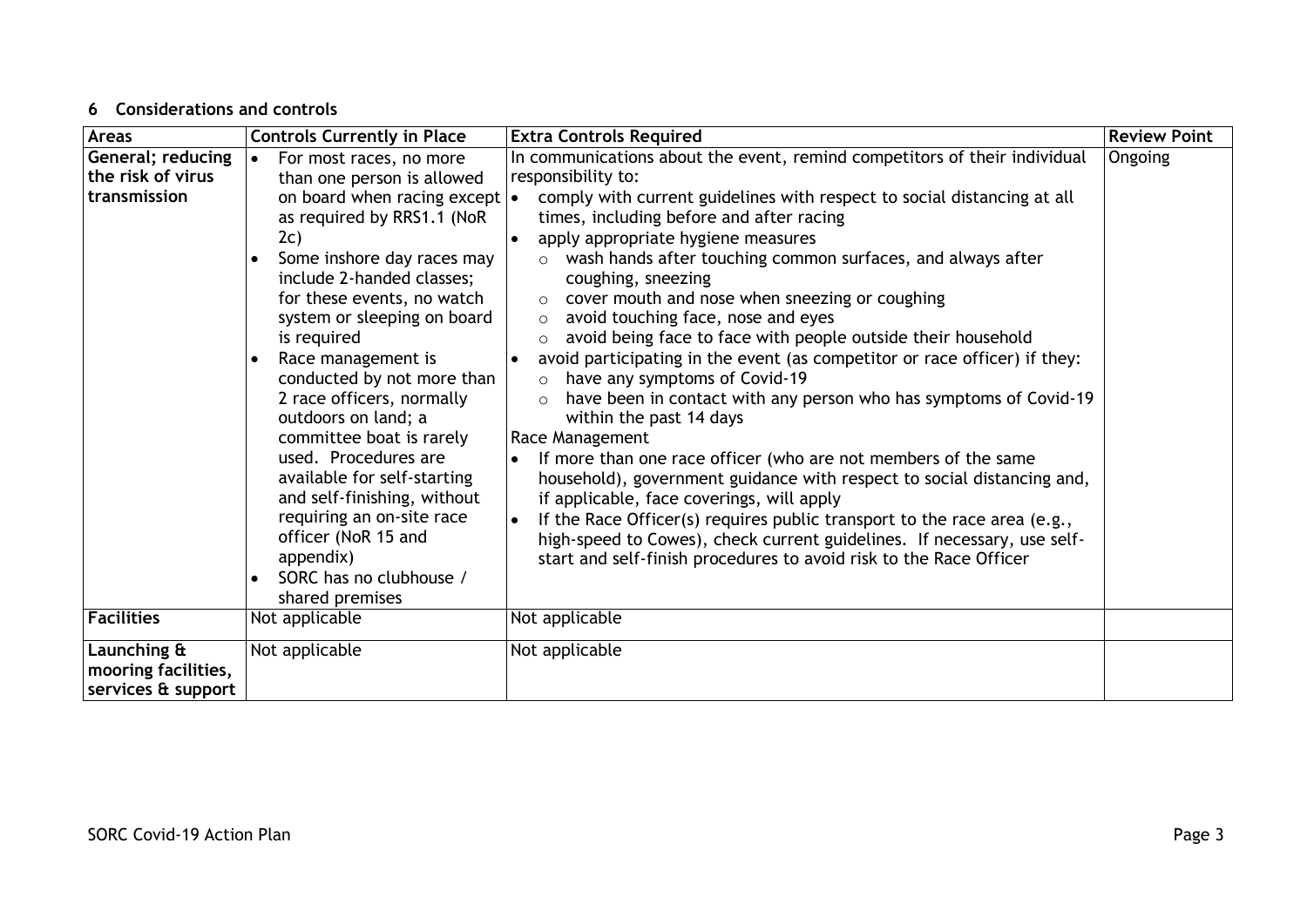## 6 Considerations and controls

| Areas | Controls Currently in Place | Extra Controls Required | Review Point |
|---|---|---|---|
| **General; reducing the risk of virus transmission** | • For most races, no more than one person is allowed on board when racing except as required by RRS1.1 (NoR 2c)<br>• Some inshore day races may include 2-handed classes; for these events, no watch system or sleeping on board is required<br>• Race management is conducted by not more than 2 race officers, normally outdoors on land; a committee boat is rarely used. Procedures are available for self-starting and self-finishing, without requiring an on-site race officer (NoR 15 and appendix)<br>• SORC has no clubhouse / shared premises | In communications about the event, remind competitors of their individual responsibility to:<br>• comply with current guidelines with respect to social distancing at all times, including before and after racing<br>• apply appropriate hygiene measures<br>&nbsp;&nbsp;○ wash hands after touching common surfaces, and always after coughing, sneezing<br>&nbsp;&nbsp;○ cover mouth and nose when sneezing or coughing<br>&nbsp;&nbsp;○ avoid touching face, nose and eyes<br>&nbsp;&nbsp;○ avoid being face to face with people outside their household<br>• avoid participating in the event (as competitor or race officer) if they:<br>&nbsp;&nbsp;○ have any symptoms of Covid-19<br>&nbsp;&nbsp;○ have been in contact with any person who has symptoms of Covid-19 within the past 14 days<br>Race Management<br>• If more than one race officer (who are not members of the same household), government guidance with respect to social distancing and, if applicable, face coverings, will apply<br>• If the Race Officer(s) requires public transport to the race area (e.g., high-speed to Cowes), check current guidelines. If necessary, use self-start and self-finish procedures to avoid risk to the Race Officer | Ongoing |
| **Facilities** | Not applicable | Not applicable | |
| **Launching & mooring facilities, services & support** | Not applicable | Not applicable | |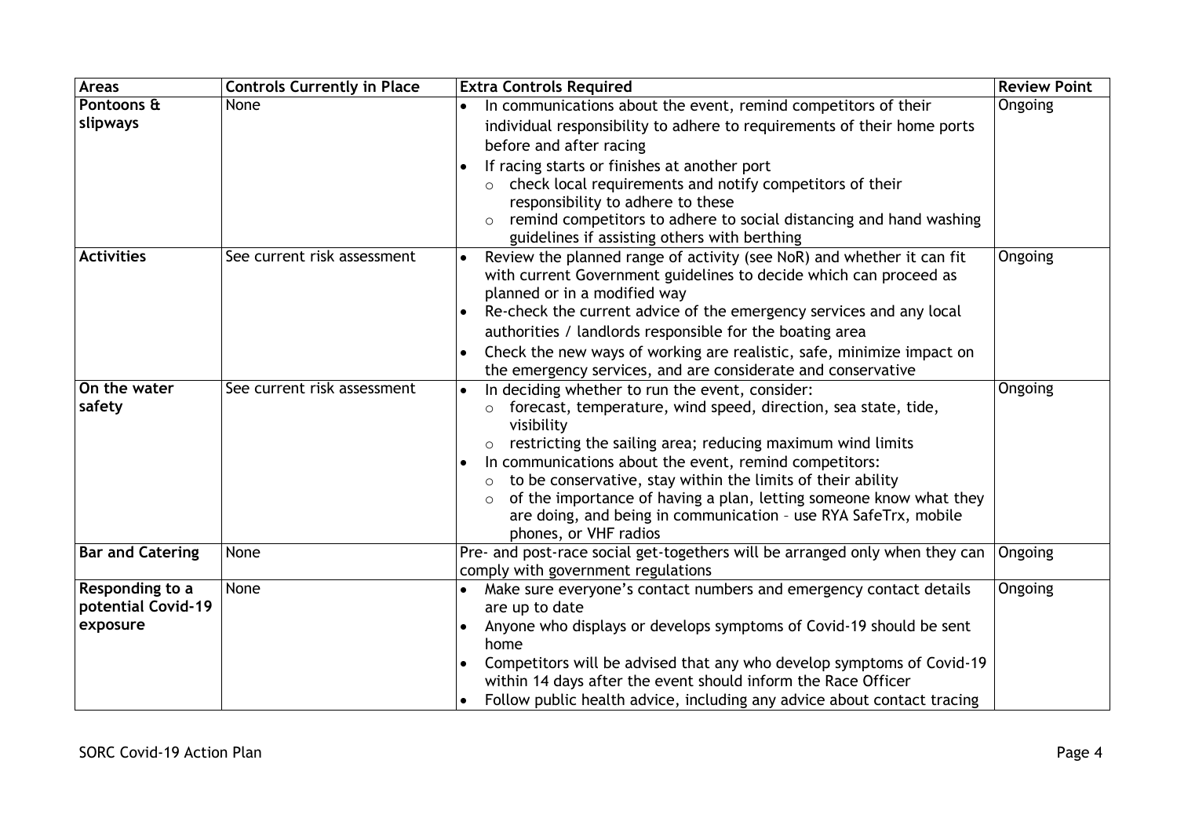| Areas | Controls Currently in Place | Extra Controls Required | Review Point |
|---|---|---|---|
| **Pontoons & slipways** | None | • In communications about the event, remind competitors of their individual responsibility to adhere to requirements of their home ports before and after racing<br>• If racing starts or finishes at another port<br>  ○ check local requirements and notify competitors of their responsibility to adhere to these<br>  ○ remind competitors to adhere to social distancing and hand washing guidelines if assisting others with berthing | Ongoing |
| **Activities** | See current risk assessment | • Review the planned range of activity (see NoR) and whether it can fit with current Government guidelines to decide which can proceed as planned or in a modified way<br>• Re-check the current advice of the emergency services and any local authorities / landlords responsible for the boating area<br>• Check the new ways of working are realistic, safe, minimize impact on the emergency services, and are considerate and conservative | Ongoing |
| **On the water safety** | See current risk assessment | • In deciding whether to run the event, consider:<br>  ○ forecast, temperature, wind speed, direction, sea state, tide, visibility<br>  ○ restricting the sailing area; reducing maximum wind limits<br>• In communications about the event, remind competitors:<br>  ○ to be conservative, stay within the limits of their ability<br>  ○ of the importance of having a plan, letting someone know what they are doing, and being in communication – use RYA SafeTrx, mobile phones, or VHF radios | Ongoing |
| **Bar and Catering** | None | Pre- and post-race social get-togethers will be arranged only when they can comply with government regulations | Ongoing |
| **Responding to a potential Covid-19 exposure** | None | • Make sure everyone's contact numbers and emergency contact details are up to date<br>• Anyone who displays or develops symptoms of Covid-19 should be sent home<br>• Competitors will be advised that any who develop symptoms of Covid-19 within 14 days after the event should inform the Race Officer<br>• Follow public health advice, including any advice about contact tracing | Ongoing |